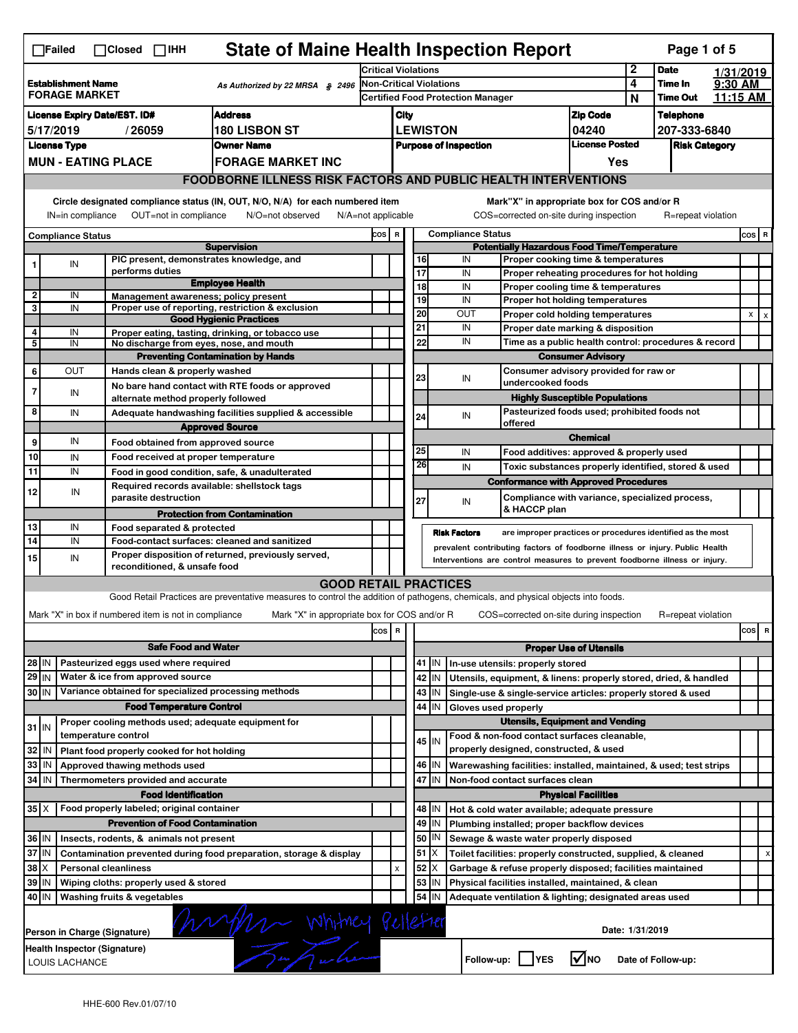# State of Maine Health Inspection Report

☐Failed ☐Closed ☐IHH

| Establishment Name | As Authorized by 22 MRSA § 2496 | Critical Violations | 2 | Date | 1/31/2019 |
|---|---|---|---|---|---|
| FORAGE MARKET | | Non-Critical Violations | 4 | Time In | 9:30 AM |
| | | Certified Food Protection Manager | N | Time Out | 11:15 AM |

| License Expiry Date/EST. ID# | Address | City | Zip Code | Telephone |
|---|---|---|---|---|
| 5/17/2019 / 26059 | 180 LISBON ST | LEWISTON | 04240 | 207-333-6840 |

| License Type | Owner Name | Purpose of Inspection | License Posted | Risk Category |
|---|---|---|---|---|
| MUN - EATING PLACE | FORAGE MARKET INC | | Yes | |

## FOODBORNE ILLNESS RISK FACTORS AND PUBLIC HEALTH INTERVENTIONS

Circle designated compliance status (IN, OUT, N/O, N/A) for each numbered item
IN=in compliance OUT=not in compliance N/O=not observed N/A=not applicable

Mark"X" in appropriate box for COS and/or R
COS=corrected on-site during inspection R=repeat violation

| # | Compliance Status | Item | COS | R |
|---|---|---|---|---|
| | | **Supervision** | | |
| 1 | IN | PIC present, demonstrates knowledge, and performs duties | | |
| | | **Employee Health** | | |
| 2 | IN | Management awareness; policy present | | |
| 3 | IN | Proper use of reporting, restriction & exclusion | | |
| | | **Good Hygienic Practices** | | |
| 4 | IN | Proper eating, tasting, drinking, or tobacco use | | |
| 5 | IN | No discharge from eyes, nose, and mouth | | |
| | | **Preventing Contamination by Hands** | | |
| 6 | OUT | Hands clean & properly washed | | |
| 7 | IN | No bare hand contact with RTE foods or approved alternate method properly followed | | |
| 8 | IN | Adequate handwashing facilities supplied & accessible | | |
| | | **Approved Source** | | |
| 9 | IN | Food obtained from approved source | | |
| 10 | IN | Food received at proper temperature | | |
| 11 | IN | Food in good condition, safe, & unadulterated | | |
| 12 | IN | Required records available: shellstock tags parasite destruction | | |
| | | **Protection from Contamination** | | |
| 13 | IN | Food separated & protected | | |
| 14 | IN | Food-contact surfaces: cleaned and sanitized | | |
| 15 | IN | Proper disposition of returned, previously served, reconditioned, & unsafe food | | |
| | | **Potentially Hazardous Food Time/Temperature** | | |
| 16 | IN | Proper cooking time & temperatures | | |
| 17 | IN | Proper reheating procedures for hot holding | | |
| 18 | IN | Proper cooling time & temperatures | | |
| 19 | IN | Proper hot holding temperatures | | |
| 20 | OUT | Proper cold holding temperatures | X | X |
| 21 | IN | Proper date marking & disposition | | |
| 22 | IN | Time as a public health control: procedures & record | | |
| | | **Consumer Advisory** | | |
| 23 | IN | Consumer advisory provided for raw or undercooked foods | | |
| | | **Highly Susceptible Populations** | | |
| 24 | IN | Pasteurized foods used; prohibited foods not offered | | |
| | | **Chemical** | | |
| 25 | IN | Food additives: approved & properly used | | |
| 26 | IN | Toxic substances properly identified, stored & used | | |
| | | **Conformance with Approved Procedures** | | |
| 27 | IN | Compliance with variance, specialized process, & HACCP plan | | |

**Risk Factors** are improper practices or procedures identified as the most prevalent contributing factors of foodborne illness or injury. Public Health Interventions are control measures to prevent foodborne illness or injury.

## GOOD RETAIL PRACTICES

Good Retail Practices are preventative measures to control the addition of pathogens, chemicals, and physical objects into foods.

Mark "X" in box if numbered item is not in compliance Mark "X" in appropriate box for COS and/or R COS=corrected on-site during inspection R=repeat violation

| # | Status | Item | COS | R |
|---|---|---|---|---|
| | | **Safe Food and Water** | | |
| 28 | IN | Pasteurized eggs used where required | | |
| 29 | IN | Water & ice from approved source | | |
| 30 | IN | Variance obtained for specialized processing methods | | |
| | | **Food Temperature Control** | | |
| 31 | IN | Proper cooling methods used; adequate equipment for temperature control | | |
| 32 | IN | Plant food properly cooked for hot holding | | |
| 33 | IN | Approved thawing methods used | | |
| 34 | IN | Thermometers provided and accurate | | |
| | | **Food Identification** | | |
| 35 | X | Food properly labeled; original container | | |
| | | **Prevention of Food Contamination** | | |
| 36 | IN | Insects, rodents, & animals not present | | |
| 37 | IN | Contamination prevented during food preparation, storage & display | | |
| 38 | X | Personal cleanliness | | X |
| 39 | IN | Wiping cloths: properly used & stored | | |
| 40 | IN | Washing fruits & vegetables | | |
| | | **Proper Use of Utensils** | | |
| 41 | IN | In-use utensils: properly stored | | |
| 42 | IN | Utensils, equipment, & linens: properly stored, dried, & handled | | |
| 43 | IN | Single-use & single-service articles: properly stored & used | | |
| 44 | IN | Gloves used properly | | |
| | | **Utensils, Equipment and Vending** | | |
| 45 | IN | Food & non-food contact surfaces cleanable, properly designed, constructed, & used | | |
| 46 | IN | Warewashing facilities: installed, maintained, & used; test strips | | |
| 47 | IN | Non-food contact surfaces clean | | |
| | | **Physical Facilities** | | |
| 48 | IN | Hot & cold water available; adequate pressure | | |
| 49 | IN | Plumbing installed; proper backflow devices | | |
| 50 | IN | Sewage & waste water properly disposed | | |
| 51 | X | Toilet facilities: properly constructed, supplied, & cleaned | | X |
| 52 | X | Garbage & refuse properly disposed; facilities maintained | | |
| 53 | IN | Physical facilities installed, maintained, & clean | | |
| 54 | IN | Adequate ventilation & lighting; designated areas used | | |

Person in Charge (Signature): Whitney Pelletier    Date: 1/31/2019

Health Inspector (Signature): LOUIS LACHANCE

Follow-up: ☐ YES ☑ NO    Date of Follow-up:

HHE-600 Rev.01/07/10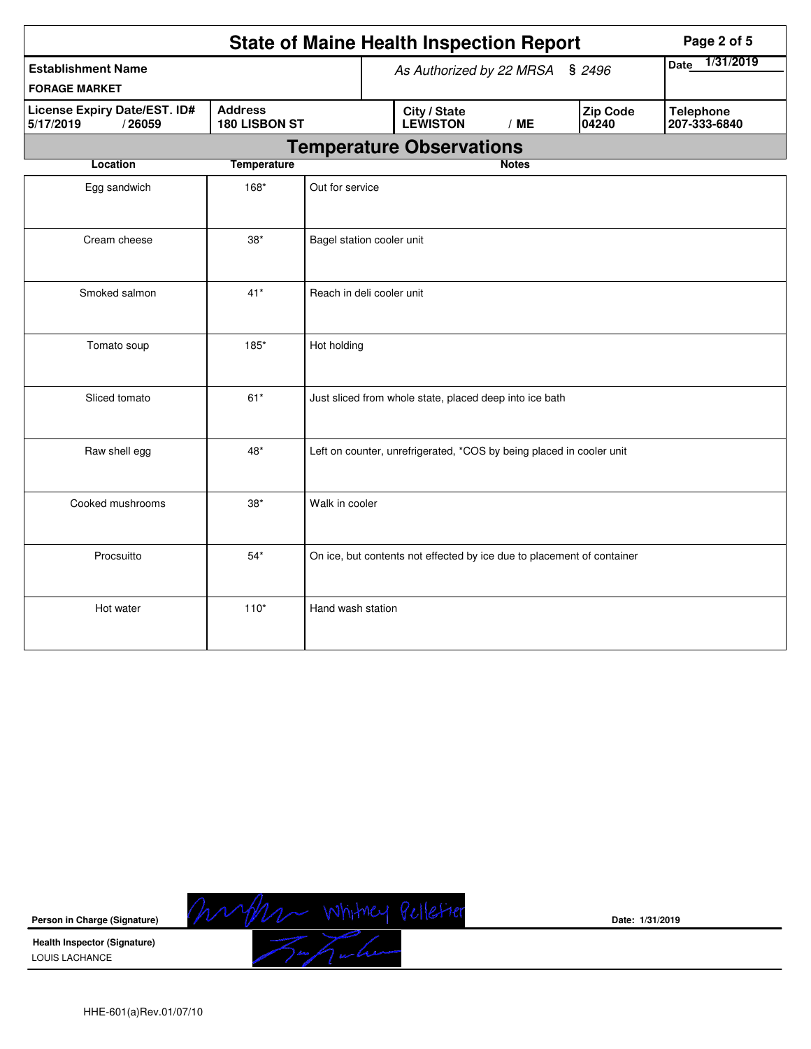# State of Maine Health Inspection Report

| Establishment Name | As Authorized by 22 MRSA § 2496 | | | | Date 1/31/2019 |
|---|---|---|---|---|---|
| FORAGE MARKET | | | | | |
| License Expiry Date/EST. ID# | Address | City / State | | Zip Code | Telephone |
| 5/17/2019 / 26059 | 180 LISBON ST | LEWISTON | / ME | 04240 | 207-333-6840 |

## Temperature Observations

| Location | Temperature | Notes |
|---|---|---|
| Egg sandwich | 168* | Out for service |
| Cream cheese | 38* | Bagel station cooler unit |
| Smoked salmon | 41* | Reach in deli cooler unit |
| Tomato soup | 185* | Hot holding |
| Sliced tomato | 61* | Just sliced from whole state, placed deep into ice bath |
| Raw shell egg | 48* | Left on counter, unrefrigerated, *COS by being placed in cooler unit |
| Cooked mushrooms | 38* | Walk in cooler |
| Procsuitto | 54* | On ice, but contents not effected by ice due to placement of container |
| Hot water | 110* | Hand wash station |

**Person in Charge (Signature)** Whitney Pelletier  **Date:** 1/31/2019

**Health Inspector (Signature)**
LOUIS LACHANCE

HHE-601(a)Rev.01/07/10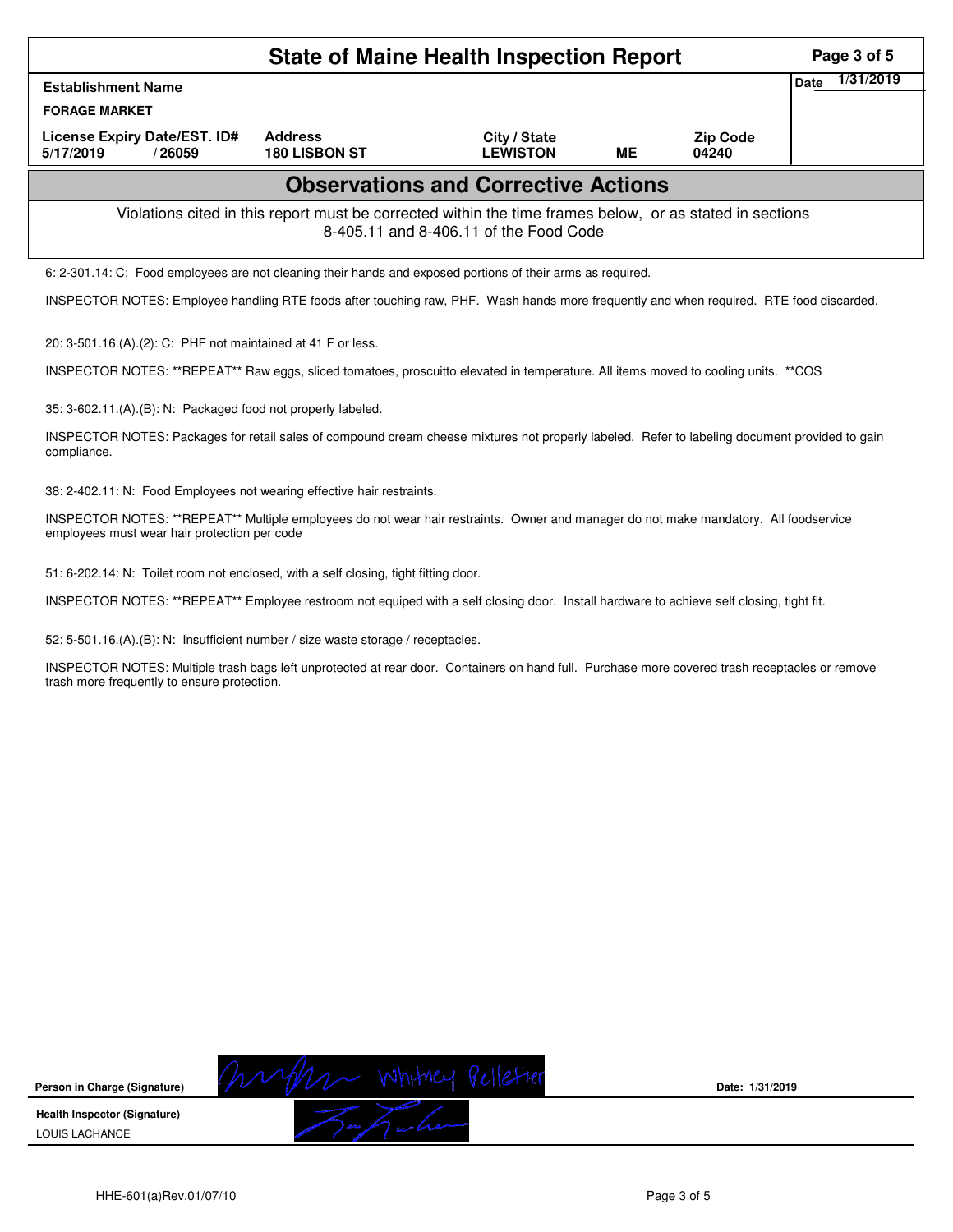# State of Maine Health Inspection Report

| Establishment Name | | | | | Date 1/31/2019 |
|---|---|---|---|---|---|
| **FORAGE MARKET** | | | | | |
| **License Expiry Date/EST. ID#** | **Address** | **City / State** | | **Zip Code** | |
| **5/17/2019 / 26059** | **180 LISBON ST** | **LEWISTON** | **ME** | **04240** | |

## Observations and Corrective Actions

Violations cited in this report must be corrected within the time frames below, or as stated in sections 8-405.11 and 8-406.11 of the Food Code

6: 2-301.14: C: Food employees are not cleaning their hands and exposed portions of their arms as required.

INSPECTOR NOTES: Employee handling RTE foods after touching raw, PHF. Wash hands more frequently and when required. RTE food discarded.

20: 3-501.16.(A).(2): C: PHF not maintained at 41 F or less.

INSPECTOR NOTES: **REPEAT** Raw eggs, sliced tomatoes, proscuitto elevated in temperature. All items moved to cooling units. **COS

35: 3-602.11.(A).(B): N: Packaged food not properly labeled.

INSPECTOR NOTES: Packages for retail sales of compound cream cheese mixtures not properly labeled. Refer to labeling document provided to gain compliance.

38: 2-402.11: N: Food Employees not wearing effective hair restraints.

INSPECTOR NOTES: **REPEAT** Multiple employees do not wear hair restraints. Owner and manager do not make mandatory. All foodservice employees must wear hair protection per code

51: 6-202.14: N: Toilet room not enclosed, with a self closing, tight fitting door.

INSPECTOR NOTES: **REPEAT** Employee restroom not equiped with a self closing door. Install hardware to achieve self closing, tight fit.

52: 5-501.16.(A).(B): N: Insufficient number / size waste storage / receptacles.

INSPECTOR NOTES: Multiple trash bags left unprotected at rear door. Containers on hand full. Purchase more covered trash receptacles or remove trash more frequently to ensure protection.

**Person in Charge (Signature)** Whitney Pelletier **Date: 1/31/2019**

**Health Inspector (Signature)**
LOUIS LACHANCE

HHE-601(a)Rev.01/07/10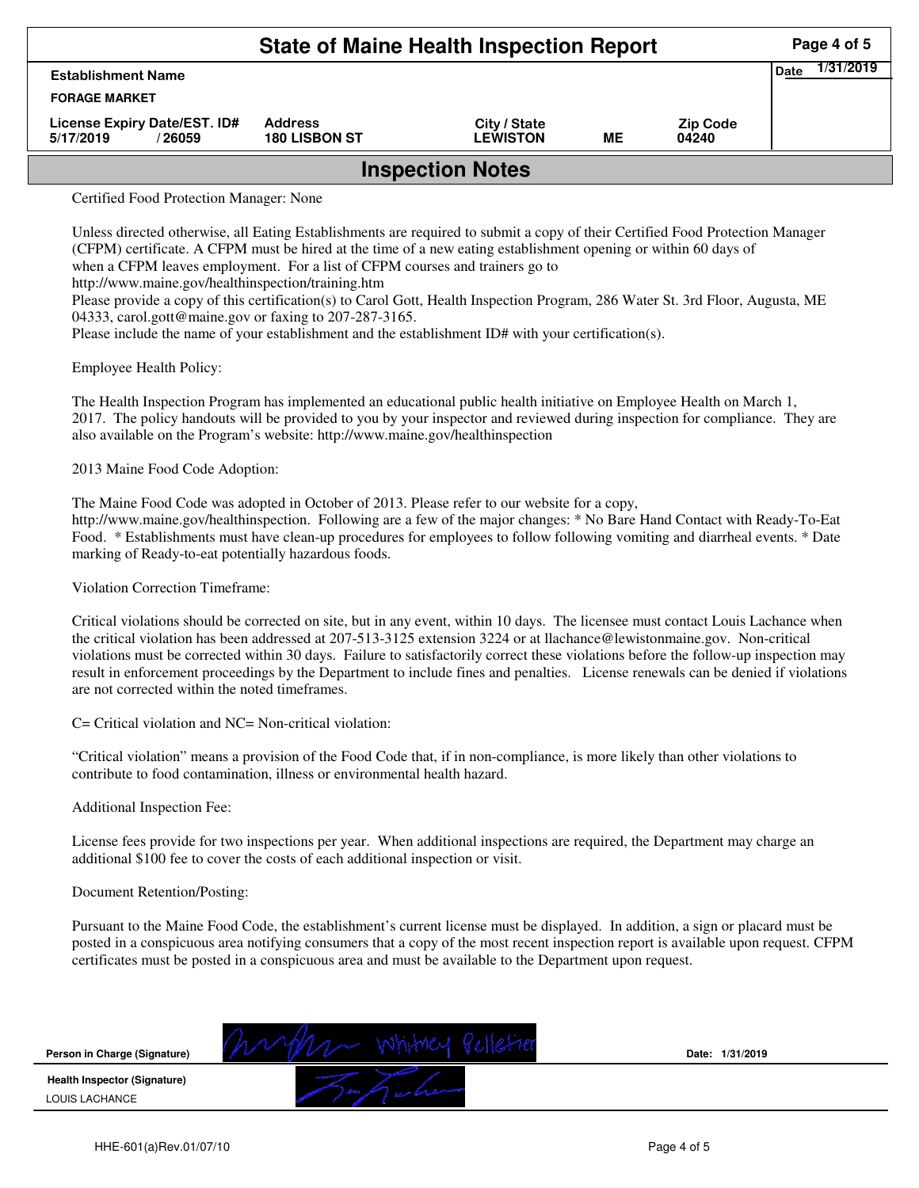# State of Maine Health Inspection Report

| Establishment Name | | | | | Date 1/31/2019 |
|---|---|---|---|---|---|
| FORAGE MARKET | | | | | |
| License Expiry Date/EST. ID# | Address | City / State | | Zip Code | |
| 5/17/2019 / 26059 | 180 LISBON ST | LEWISTON | ME | 04240 | |

## Inspection Notes

Certified Food Protection Manager: None

Unless directed otherwise, all Eating Establishments are required to submit a copy of their Certified Food Protection Manager (CFPM) certificate. A CFPM must be hired at the time of a new eating establishment opening or within 60 days of when a CFPM leaves employment. For a list of CFPM courses and trainers go to http://www.maine.gov/healthinspection/training.htm
Please provide a copy of this certification(s) to Carol Gott, Health Inspection Program, 286 Water St. 3rd Floor, Augusta, ME 04333, carol.gott@maine.gov or faxing to 207-287-3165.
Please include the name of your establishment and the establishment ID# with your certification(s).

Employee Health Policy:

The Health Inspection Program has implemented an educational public health initiative on Employee Health on March 1, 2017. The policy handouts will be provided to you by your inspector and reviewed during inspection for compliance. They are also available on the Program's website: http://www.maine.gov/healthinspection

2013 Maine Food Code Adoption:

The Maine Food Code was adopted in October of 2013. Please refer to our website for a copy, http://www.maine.gov/healthinspection. Following are a few of the major changes: * No Bare Hand Contact with Ready-To-Eat Food. * Establishments must have clean-up procedures for employees to follow following vomiting and diarrheal events. * Date marking of Ready-to-eat potentially hazardous foods.

Violation Correction Timeframe:

Critical violations should be corrected on site, but in any event, within 10 days. The licensee must contact Louis Lachance when the critical violation has been addressed at 207-513-3125 extension 3224 or at llachance@lewistonmaine.gov. Non-critical violations must be corrected within 30 days. Failure to satisfactorily correct these violations before the follow-up inspection may result in enforcement proceedings by the Department to include fines and penalties. License renewals can be denied if violations are not corrected within the noted timeframes.

C= Critical violation and NC= Non-critical violation:

"Critical violation" means a provision of the Food Code that, if in non-compliance, is more likely than other violations to contribute to food contamination, illness or environmental health hazard.

Additional Inspection Fee:

License fees provide for two inspections per year. When additional inspections are required, the Department may charge an additional $100 fee to cover the costs of each additional inspection or visit.

Document Retention/Posting:

Pursuant to the Maine Food Code, the establishment's current license must be displayed. In addition, a sign or placard must be posted in a conspicuous area notifying consumers that a copy of the most recent inspection report is available upon request. CFPM certificates must be posted in a conspicuous area and must be available to the Department upon request.

| | | |
|---|---|---|
| Person in Charge (Signature) | Whitney Pelletier | Date: 1/31/2019 |
| Health Inspector (Signature) LOUIS LACHANCE | [signature] | |

HHE-601(a)Rev.01/07/10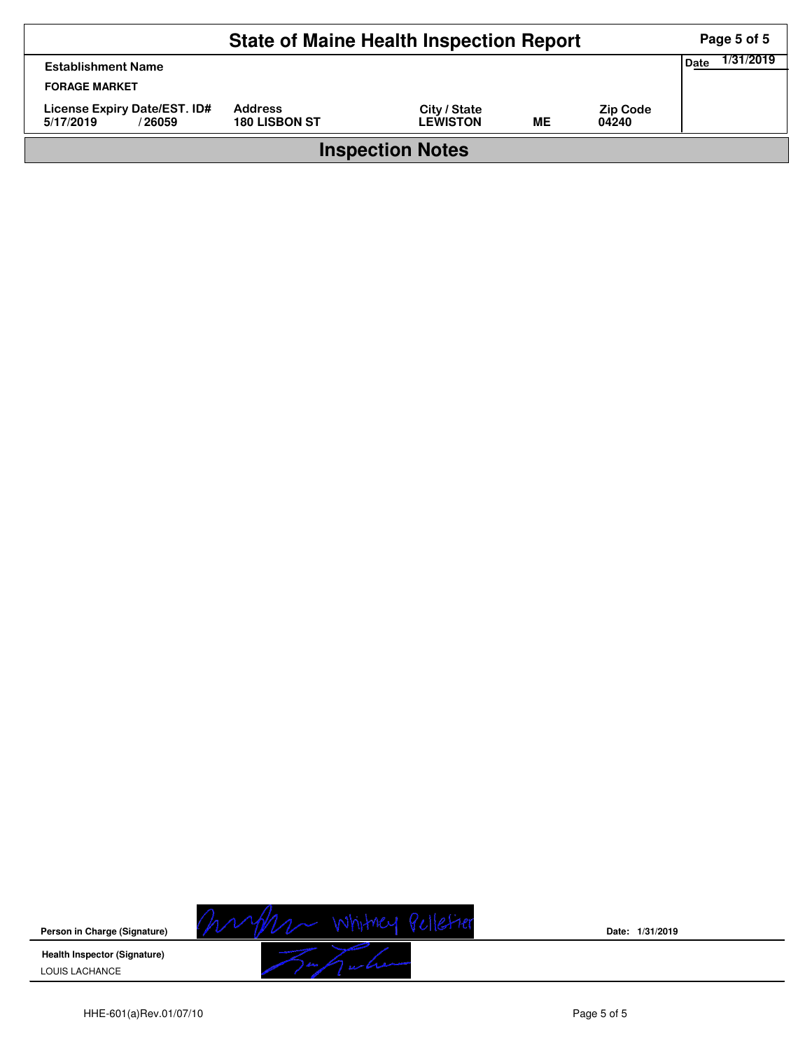# State of Maine Health Inspection Report

| | | | | | |
|---|---|---|---|---|---|
| **Establishment Name** | | | | | **Date** 1/31/2019 |
| **FORAGE MARKET** | | | | | |
| **License Expiry Date/EST. ID#** 5/17/2019 / 26059 | **Address** 180 LISBON ST | **City / State** LEWISTON | ME | **Zip Code** 04240 | |

## Inspection Notes

**Person in Charge (Signature)** Whitney Pelletier

Date: 1/31/2019

**Health Inspector (Signature)**
LOUIS LACHANCE

HHE-601(a)Rev.01/07/10